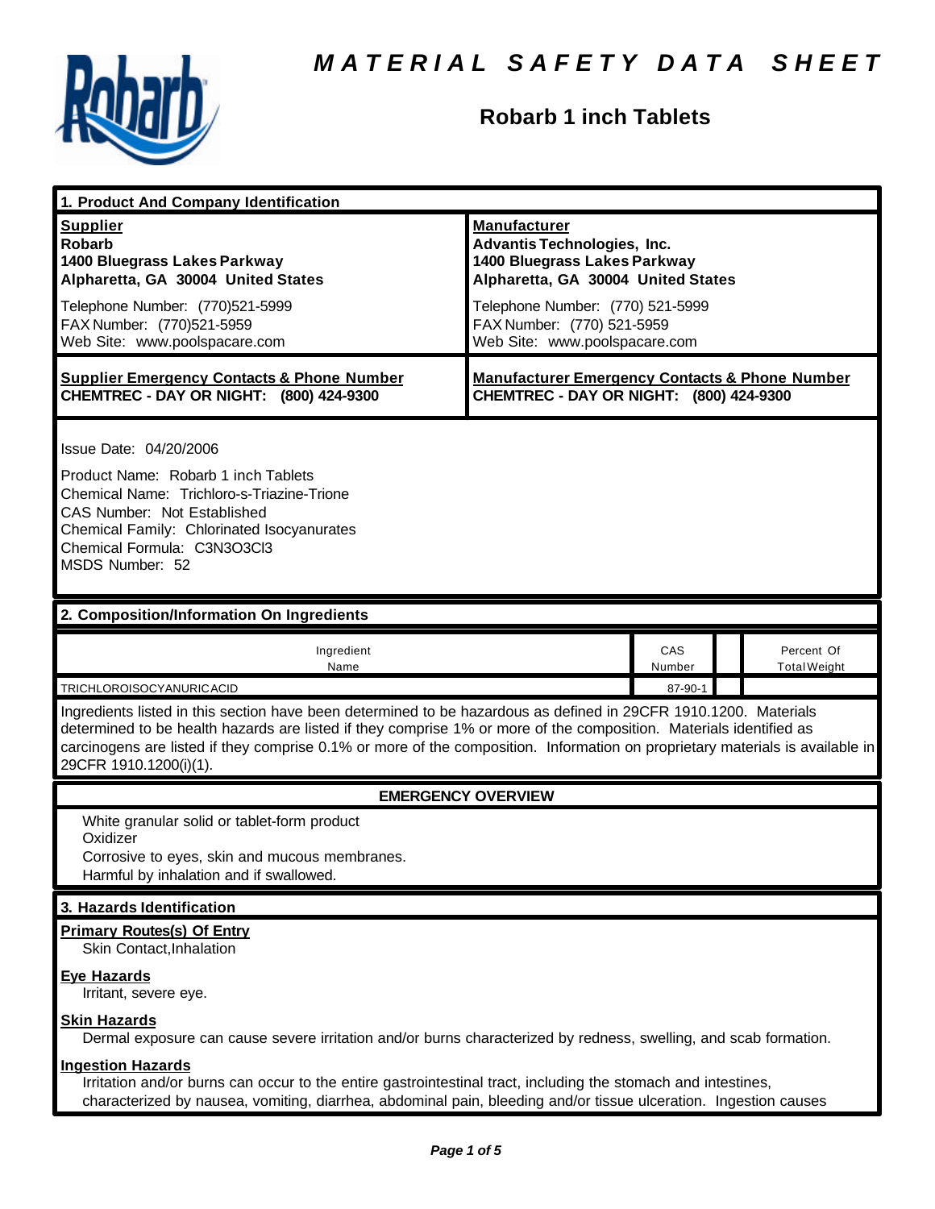# MATERIAL SAFETY DATA SHEET

## Robarb 1 inch Tablets

### 1. Product And Company Identification

| **Supplier** | **Manufacturer** |
|---|---|
| **Robarb**<br>**1400 Bluegrass Lakes Parkway**<br>**Alpharetta, GA 30004 United States** | **Advantis Technologies, Inc.**<br>**1400 Bluegrass Lakes Parkway**<br>**Alpharetta, GA 30004 United States** |
| Telephone Number: (770)521-5999<br>FAX Number: (770)521-5959<br>Web Site: www.poolspacare.com | Telephone Number: (770) 521-5999<br>FAX Number: (770) 521-5959<br>Web Site: www.poolspacare.com |
| **Supplier Emergency Contacts & Phone Number**<br>**CHEMTREC - DAY OR NIGHT: (800) 424-9300** | **Manufacturer Emergency Contacts & Phone Number**<br>**CHEMTREC - DAY OR NIGHT: (800) 424-9300** |

Issue Date: 04/20/2006

Product Name: Robarb 1 inch Tablets
Chemical Name: Trichloro-s-Triazine-Trione
CAS Number: Not Established
Chemical Family: Chlorinated Isocyanurates
Chemical Formula: $C_3N_3O_3Cl_3$
MSDS Number: 52

### 2. Composition/Information On Ingredients

| Ingredient Name | CAS Number | | Percent Of Total Weight |
|---|---|---|---|
| TRICHLOROISOCYANURICACID | 87-90-1 | | |

Ingredients listed in this section have been determined to be hazardous as defined in 29CFR 1910.1200. Materials determined to be health hazards are listed if they comprise 1% or more of the composition. Materials identified as carcinogens are listed if they comprise 0.1% or more of the composition. Information on proprietary materials is available in 29CFR 1910.1200(i)(1).

### EMERGENCY OVERVIEW

White granular solid or tablet-form product
Oxidizer
Corrosive to eyes, skin and mucous membranes.
Harmful by inhalation and if swallowed.

### 3. Hazards Identification

**Primary Routes(s) Of Entry**
Skin Contact,Inhalation

**Eye Hazards**
Irritant, severe eye.

**Skin Hazards**
Dermal exposure can cause severe irritation and/or burns characterized by redness, swelling, and scab formation.

**Ingestion Hazards**
Irritation and/or burns can occur to the entire gastrointestinal tract, including the stomach and intestines, characterized by nausea, vomiting, diarrhea, abdominal pain, bleeding and/or tissue ulceration. Ingestion causes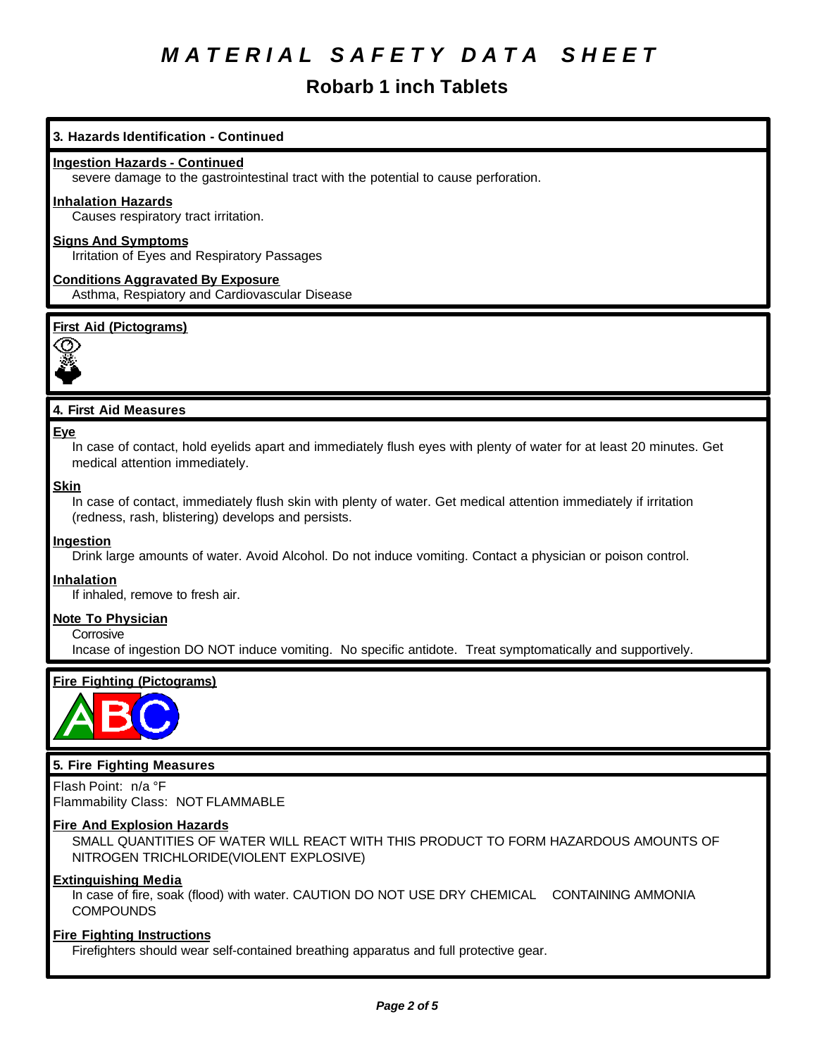# MATERIAL SAFETY DATA SHEET

## Robarb 1 inch Tablets

### 3. Hazards Identification - Continued

**Ingestion Hazards - Continued**

severe damage to the gastrointestinal tract with the potential to cause perforation.

**Inhalation Hazards**

Causes respiratory tract irritation.

**Signs And Symptoms**

Irritation of Eyes and Respiratory Passages

**Conditions Aggravated By Exposure**

Asthma, Respiatory and Cardiovascular Disease

**First Aid (Pictograms)**

### 4. First Aid Measures

**Eye**

In case of contact, hold eyelids apart and immediately flush eyes with plenty of water for at least 20 minutes. Get medical attention immediately.

**Skin**

In case of contact, immediately flush skin with plenty of water. Get medical attention immediately if irritation (redness, rash, blistering) develops and persists.

**Ingestion**

Drink large amounts of water. Avoid Alcohol. Do not induce vomiting. Contact a physician or poison control.

**Inhalation**

If inhaled, remove to fresh air.

**Note To Physician**

Corrosive

Incase of ingestion DO NOT induce vomiting. No specific antidote. Treat symptomatically and supportively.

**Fire Fighting (Pictograms)**

### 5. Fire Fighting Measures

Flash Point: n/a °F

Flammability Class: NOT FLAMMABLE

**Fire And Explosion Hazards**

SMALL QUANTITIES OF WATER WILL REACT WITH THIS PRODUCT TO FORM HAZARDOUS AMOUNTS OF NITROGEN TRICHLORIDE(VIOLENT EXPLOSIVE)

**Extinguishing Media**

In case of fire, soak (flood) with water. CAUTION DO NOT USE DRY CHEMICAL CONTAINING AMMONIA COMPOUNDS

**Fire Fighting Instructions**

Firefighters should wear self-contained breathing apparatus and full protective gear.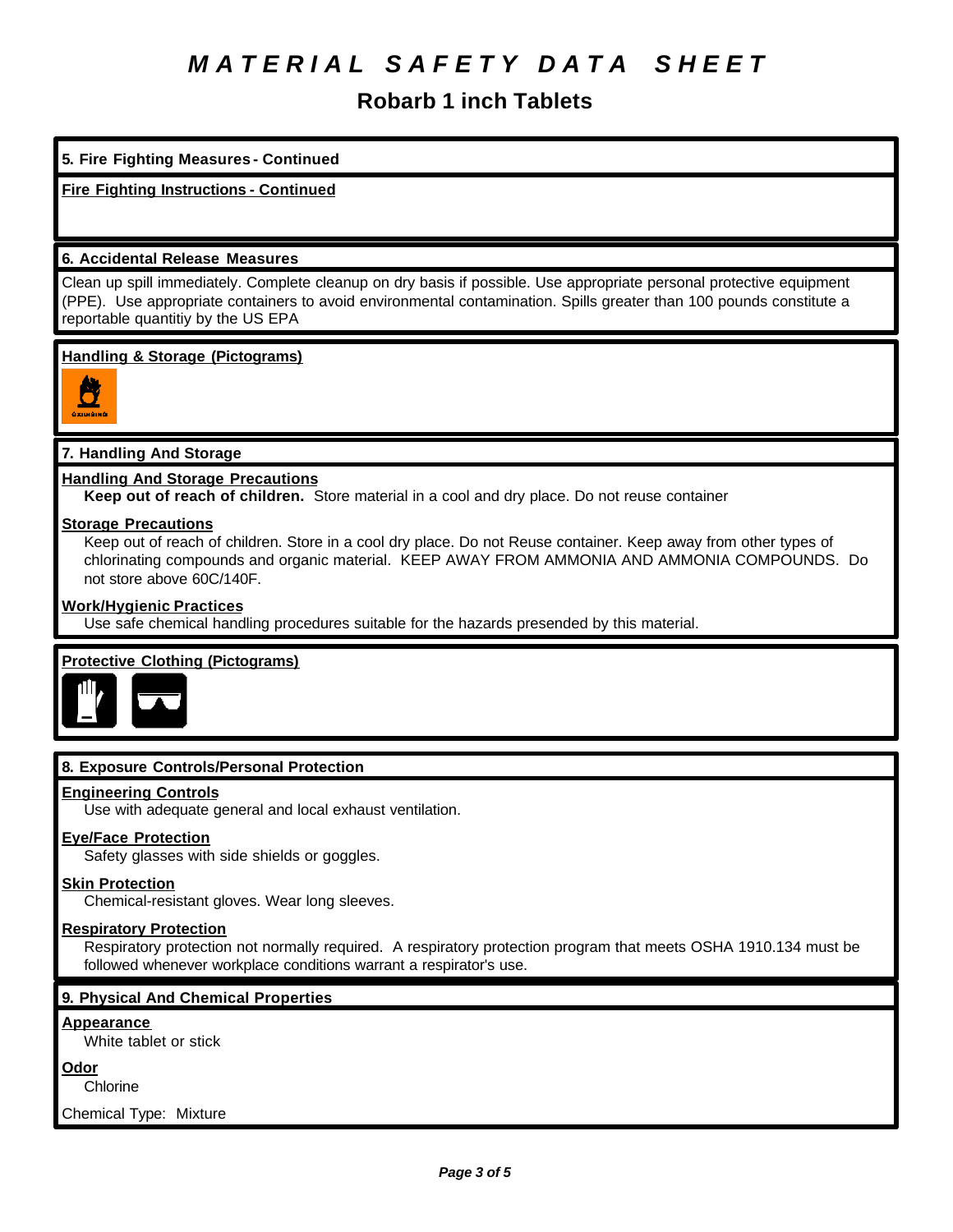# MATERIAL SAFETY DATA SHEET

## Robarb 1 inch Tablets

### 5. Fire Fighting Measures - Continued

**Fire Fighting Instructions - Continued**

### 6. Accidental Release Measures

Clean up spill immediately. Complete cleanup on dry basis if possible. Use appropriate personal protective equipment (PPE). Use appropriate containers to avoid environmental contamination. Spills greater than 100 pounds constitute a reportable quantitiy by the US EPA

**Handling & Storage (Pictograms)**

### 7. Handling And Storage

**Handling And Storage Precautions**

**Keep out of reach of children.** Store material in a cool and dry place. Do not reuse container

**Storage Precautions**

Keep out of reach of children. Store in a cool dry place. Do not Reuse container. Keep away from other types of chlorinating compounds and organic material. KEEP AWAY FROM AMMONIA AND AMMONIA COMPOUNDS. Do not store above 60C/140F.

**Work/Hygienic Practices**

Use safe chemical handling procedures suitable for the hazards presended by this material.

**Protective Clothing (Pictograms)**

### 8. Exposure Controls/Personal Protection

**Engineering Controls**

Use with adequate general and local exhaust ventilation.

**Eye/Face Protection**

Safety glasses with side shields or goggles.

**Skin Protection**

Chemical-resistant gloves. Wear long sleeves.

**Respiratory Protection**

Respiratory protection not normally required. A respiratory protection program that meets OSHA 1910.134 must be followed whenever workplace conditions warrant a respirator's use.

### 9. Physical And Chemical Properties

**Appearance**

White tablet or stick

**Odor**

Chlorine

Chemical Type: Mixture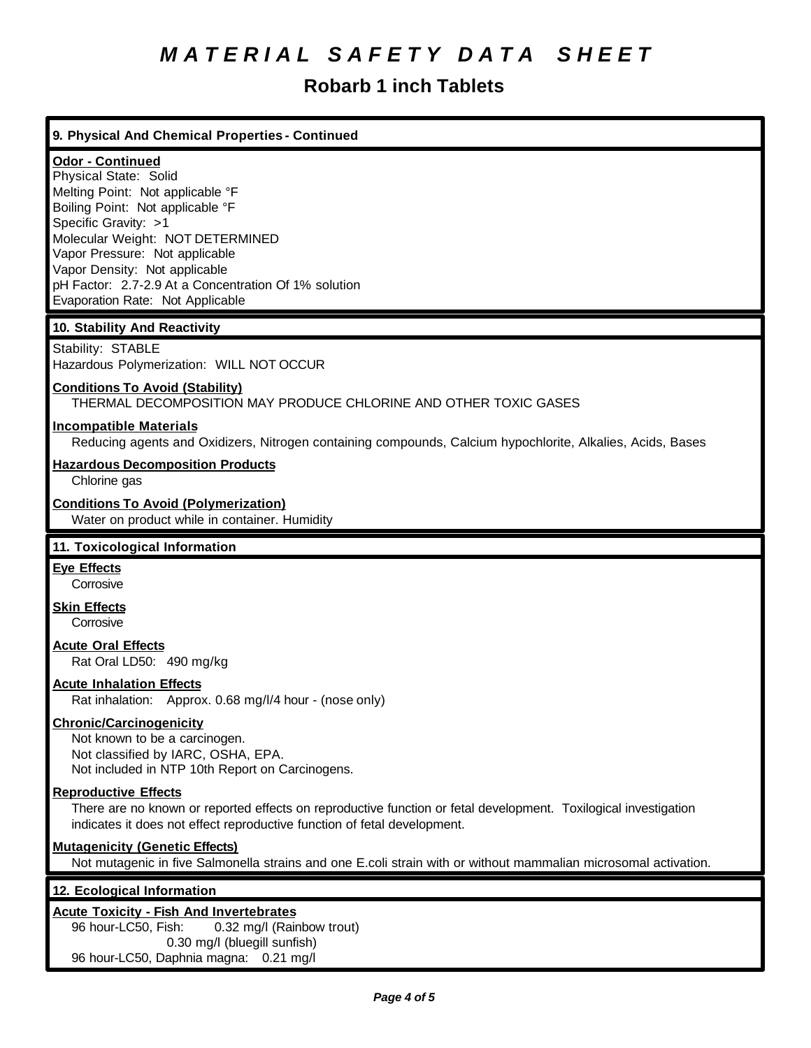# MATERIAL SAFETY DATA SHEET

## Robarb 1 inch Tablets

### 9. Physical And Chemical Properties - Continued

**Odor - Continued**

Physical State: Solid
Melting Point: Not applicable °F
Boiling Point: Not applicable °F
Specific Gravity: >1
Molecular Weight: NOT DETERMINED
Vapor Pressure: Not applicable
Vapor Density: Not applicable
pH Factor: 2.7-2.9 At a Concentration Of 1% solution
Evaporation Rate: Not Applicable

### 10. Stability And Reactivity

Stability: STABLE
Hazardous Polymerization: WILL NOT OCCUR

**Conditions To Avoid (Stability)**

THERMAL DECOMPOSITION MAY PRODUCE CHLORINE AND OTHER TOXIC GASES

**Incompatible Materials**

Reducing agents and Oxidizers, Nitrogen containing compounds, Calcium hypochlorite, Alkalies, Acids, Bases

**Hazardous Decomposition Products**

Chlorine gas

**Conditions To Avoid (Polymerization)**

Water on product while in container. Humidity

### 11. Toxicological Information

**Eye Effects**

Corrosive

**Skin Effects**

Corrosive

**Acute Oral Effects**

Rat Oral LD50: 490 mg/kg

**Acute Inhalation Effects**

Rat inhalation: Approx. 0.68 mg/l/4 hour - (nose only)

**Chronic/Carcinogenicity**

Not known to be a carcinogen.
Not classified by IARC, OSHA, EPA.
Not included in NTP 10th Report on Carcinogens.

**Reproductive Effects**

There are no known or reported effects on reproductive function or fetal development. Toxilogical investigation indicates it does not effect reproductive function of fetal development.

**Mutagenicity (Genetic Effects)**

Not mutagenic in five Salmonella strains and one E.coli strain with or without mammalian microsomal activation.

### 12. Ecological Information

**Acute Toxicity - Fish And Invertebrates**

96 hour-LC50, Fish: 0.32 mg/l (Rainbow trout)
0.30 mg/l (bluegill sunfish)
96 hour-LC50, Daphnia magna: 0.21 mg/l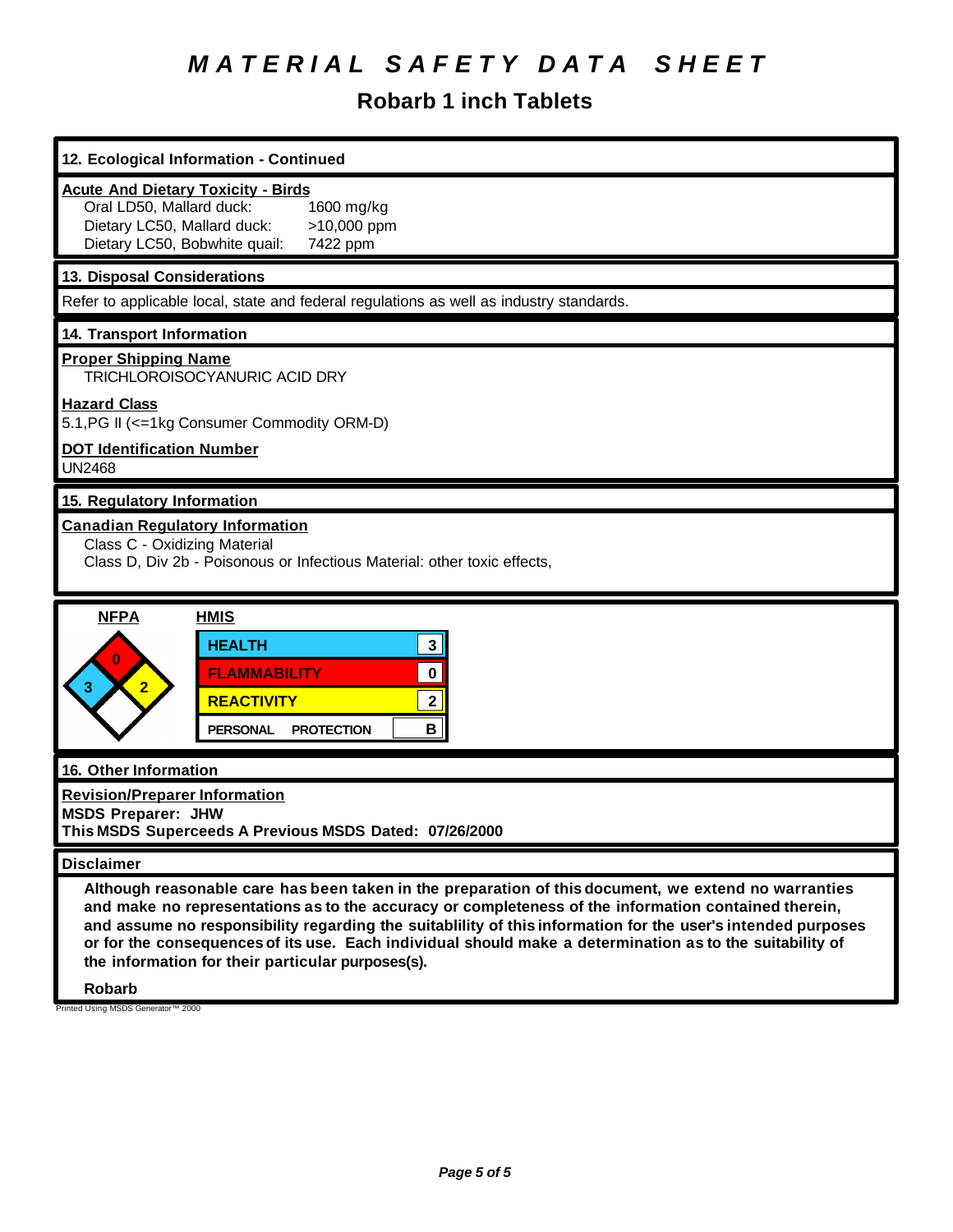# MATERIAL SAFETY DATA SHEET

## Robarb 1 inch Tablets

### 12. Ecological Information - Continued

**Acute And Dietary Toxicity - Birds**

| | |
|---|---|
| Oral LD50, Mallard duck: | 1600 mg/kg |
| Dietary LC50, Mallard duck: | >10,000 ppm |
| Dietary LC50, Bobwhite quail: | 7422 ppm |

### 13. Disposal Considerations

Refer to applicable local, state and federal regulations as well as industry standards.

### 14. Transport Information

**Proper Shipping Name**

TRICHLOROISOCYANURIC ACID DRY

**Hazard Class**

5.1,PG II (<=1kg Consumer Commodity ORM-D)

**DOT Identification Number**

UN2468

### 15. Regulatory Information

**Canadian Regulatory Information**

Class C - Oxidizing Material

Class D, Div 2b - Poisonous or Infectious Material: other toxic effects,

**NFPA**

Flammability: 0
Health: 3
Reactivity: 2

**HMIS**

| | |
|---|---|
| HEALTH | 3 |
| FLAMMABILITY | 0 |
| REACTIVITY | 2 |
| PERSONAL PROTECTION | B |

### 16. Other Information

**Revision/Preparer Information**

**MSDS Preparer: JHW**

**This MSDS Superceeds A Previous MSDS Dated: 07/26/2000**

### Disclaimer

**Although reasonable care has been taken in the preparation of this document, we extend no warranties and make no representations as to the accuracy or completeness of the information contained therein, and assume no responsibility regarding the suitablility of this information for the user's intended purposes or for the consequences of its use. Each individual should make a determination as to the suitability of the information for their particular purposes(s).**

**Robarb**

Printed Using MSDS Generator™ 2000